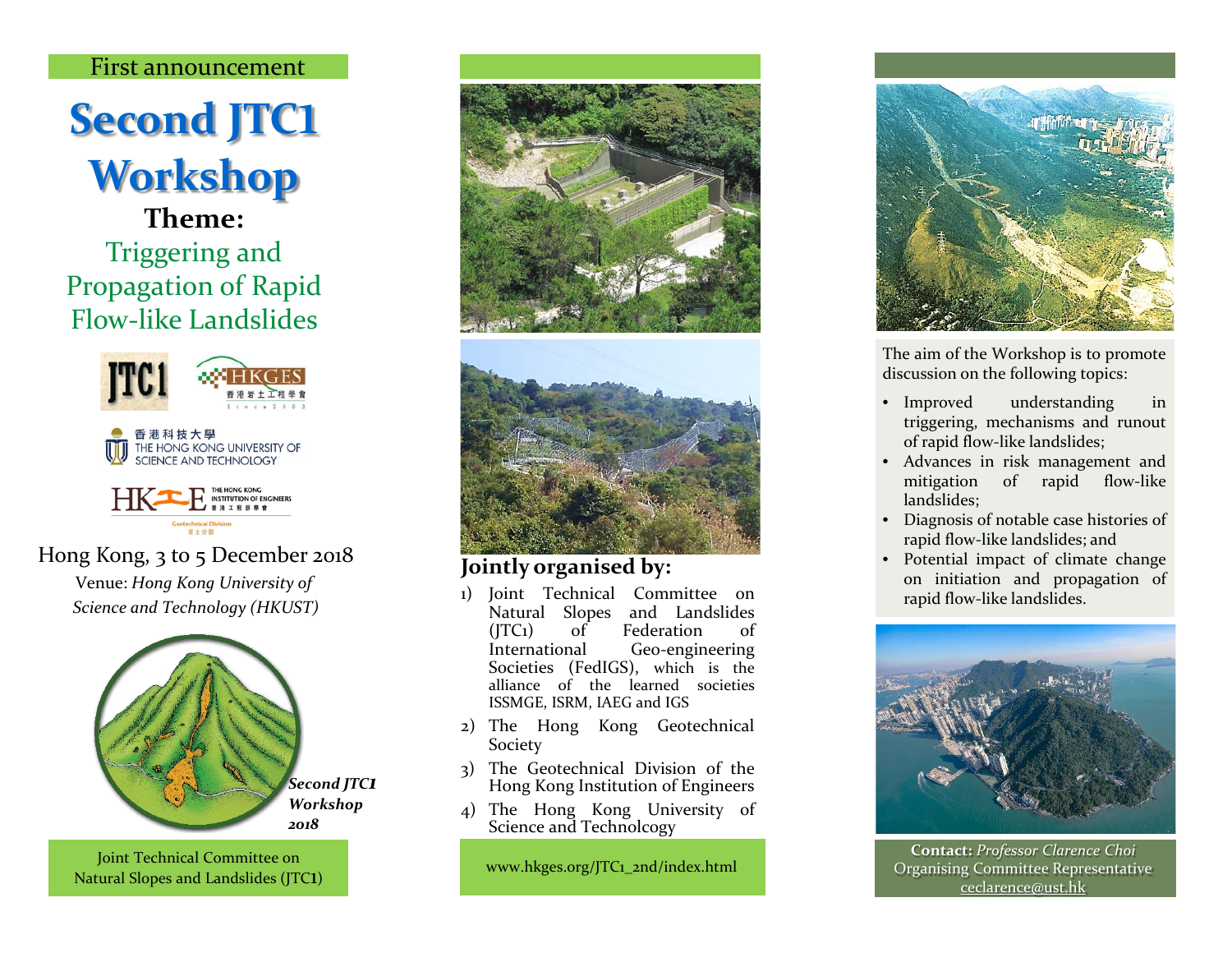First announcement

# Second JTC1 Workshop

## Theme:

Triggering and Propagation of Rapid Flow-like Landslides

JTC1

HKGES 香港岩土工程學會 Since 2003

香港科技大學 THE HONG KONG UNIVERSITY OF SCIENCE AND TECHNOLOGY

HKIE THE HONG KONG INSTITUTION OF ENGINEERS 香港工程師學會 Geotechnical Division 岩土分部

Hong Kong, 3 to 5 December 2018

Venue: *Hong Kong University of Science and Technology (HKUST)*

***Second JTC1 Workshop 2018***

Joint Technical Committee on Natural Slopes and Landslides (JTC1)

## Jointly organised by:

1) Joint Technical Committee on Natural Slopes and Landslides (JTC1) of Federation of International Geo-engineering Societies (FedIGS), which is the alliance of the learned societies ISSMGE, ISRM, IAEG and IGS
2) The Hong Kong Geotechnical Society
3) The Geotechnical Division of the Hong Kong Institution of Engineers
4) The Hong Kong University of Science and Technolcogy

www.hkges.org/JTC1_2nd/index.html

The aim of the Workshop is to promote discussion on the following topics:

- Improved understanding in triggering, mechanisms and runout of rapid flow-like landslides;
- Advances in risk management and mitigation of rapid flow-like landslides;
- Diagnosis of notable case histories of rapid flow-like landslides; and
- Potential impact of climate change on initiation and propagation of rapid flow-like landslides.

**Contact:** *Professor Clarence Choi*
Organising Committee Representative
ceclarence@ust.hk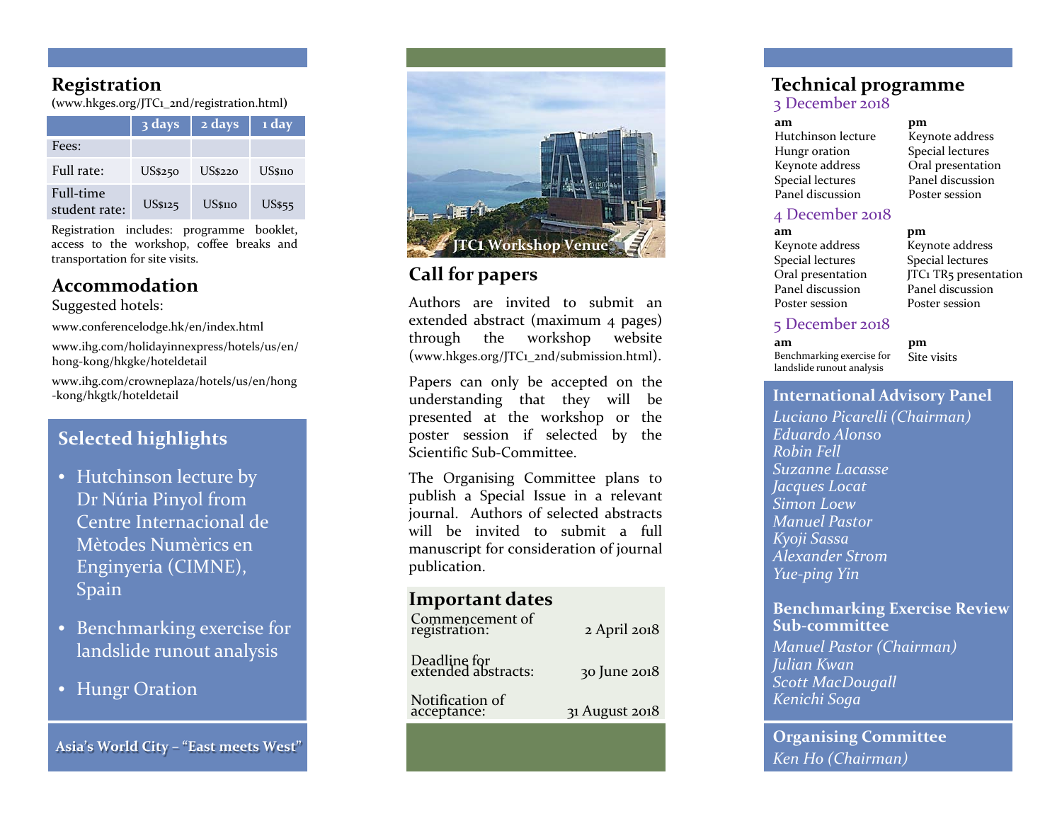## Registration

(www.hkges.org/JTC1_2nd/registration.html)

| | 3 days | 2 days | 1 day |
|---|---|---|---|
| Fees: | | | |
| Full rate: | US$250 | US$220 | US$110 |
| Full-time student rate: | US$125 | US$110 | US$55 |

Registration includes: programme booklet, access to the workshop, coffee breaks and transportation for site visits.

## Accommodation

Suggested hotels:

www.conferencelodge.hk/en/index.html

www.ihg.com/holidayinnexpress/hotels/us/en/hong-kong/hkgke/hoteldetail

www.ihg.com/crowneplaza/hotels/us/en/hong-kong/hkgtk/hoteldetail

## Selected highlights

- Hutchinson lecture by Dr Núria Pinyol from Centre Internacional de Mètodes Numèrics en Enginyeria (CIMNE), Spain
- Benchmarking exercise for landslide runout analysis
- Hungr Oration

**Asia's World City – "East meets West"**

JTC1 Workshop Venue

## Call for papers

Authors are invited to submit an extended abstract (maximum 4 pages) through the workshop website (www.hkges.org/JTC1_2nd/submission.html).

Papers can only be accepted on the understanding that they will be presented at the workshop or the poster session if selected by the Scientific Sub-Committee.

The Organising Committee plans to publish a Special Issue in a relevant journal. Authors of selected abstracts will be invited to submit a full manuscript for consideration of journal publication.

## Important dates

| | |
|---|---|
| Commencement of registration: | 2 April 2018 |
| Deadline for extended abstracts: | 30 June 2018 |
| Notification of acceptance: | 31 August 2018 |

## Technical programme

### 3 December 2018

| am | pm |
|---|---|
| Hutchinson lecture | Keynote address |
| Hungr oration | Special lectures |
| Keynote address | Oral presentation |
| Special lectures | Panel discussion |
| Panel discussion | Poster session |

### 4 December 2018

| am | pm |
|---|---|
| Keynote address | Keynote address |
| Special lectures | Special lectures |
| Oral presentation | JTC1 TR5 presentation |
| Panel discussion | Panel discussion |
| Poster session | Poster session |

### 5 December 2018

| am | pm |
|---|---|
| Benchmarking exercise for landslide runout analysis | Site visits |

## International Advisory Panel

*Luciano Picarelli (Chairman)*
*Eduardo Alonso*
*Robin Fell*
*Suzanne Lacasse*
*Jacques Locat*
*Simon Loew*
*Manuel Pastor*
*Kyoji Sassa*
*Alexander Strom*
*Yue-ping Yin*

## Benchmarking Exercise Review Sub-committee

*Manuel Pastor (Chairman)*
*Julian Kwan*
*Scott MacDougall*
*Kenichi Soga*

## Organising Committee

*Ken Ho (Chairman)*